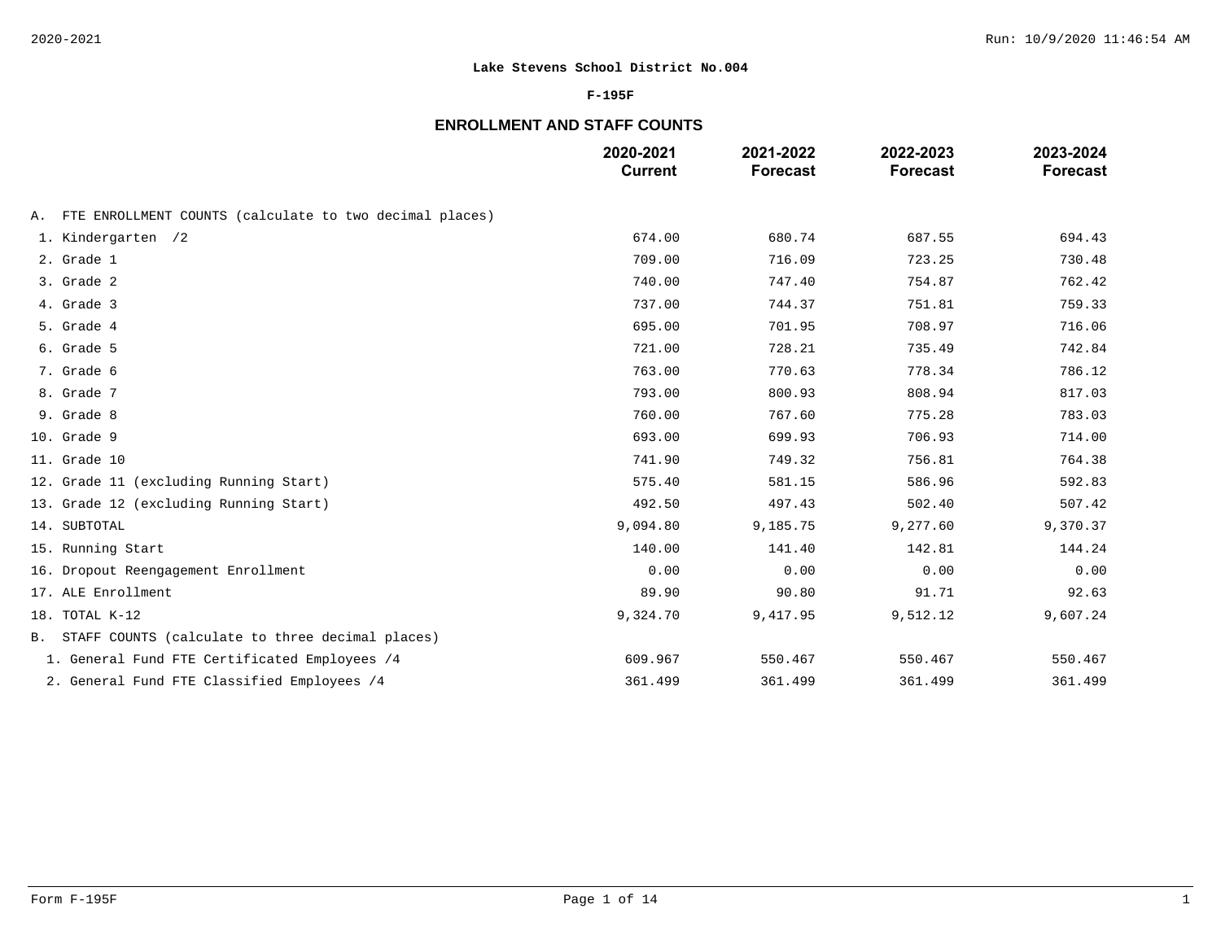**Lake Stevens School District No.004**

**F-195F**

## ENROLLMENT AND STAFF COUNTS

| | 2020-2021 Current | 2021-2022 Forecast | 2022-2023 Forecast | 2023-2024 Forecast |
|---|---|---|---|---|
| A. FTE ENROLLMENT COUNTS (calculate to two decimal places) | | | | |
| 1. Kindergarten /2 | 674.00 | 680.74 | 687.55 | 694.43 |
| 2. Grade 1 | 709.00 | 716.09 | 723.25 | 730.48 |
| 3. Grade 2 | 740.00 | 747.40 | 754.87 | 762.42 |
| 4. Grade 3 | 737.00 | 744.37 | 751.81 | 759.33 |
| 5. Grade 4 | 695.00 | 701.95 | 708.97 | 716.06 |
| 6. Grade 5 | 721.00 | 728.21 | 735.49 | 742.84 |
| 7. Grade 6 | 763.00 | 770.63 | 778.34 | 786.12 |
| 8. Grade 7 | 793.00 | 800.93 | 808.94 | 817.03 |
| 9. Grade 8 | 760.00 | 767.60 | 775.28 | 783.03 |
| 10. Grade 9 | 693.00 | 699.93 | 706.93 | 714.00 |
| 11. Grade 10 | 741.90 | 749.32 | 756.81 | 764.38 |
| 12. Grade 11 (excluding Running Start) | 575.40 | 581.15 | 586.96 | 592.83 |
| 13. Grade 12 (excluding Running Start) | 492.50 | 497.43 | 502.40 | 507.42 |
| 14. SUBTOTAL | 9,094.80 | 9,185.75 | 9,277.60 | 9,370.37 |
| 15. Running Start | 140.00 | 141.40 | 142.81 | 144.24 |
| 16. Dropout Reengagement Enrollment | 0.00 | 0.00 | 0.00 | 0.00 |
| 17. ALE Enrollment | 89.90 | 90.80 | 91.71 | 92.63 |
| 18. TOTAL K-12 | 9,324.70 | 9,417.95 | 9,512.12 | 9,607.24 |
| B. STAFF COUNTS (calculate to three decimal places) | | | | |
| 1. General Fund FTE Certificated Employees /4 | 609.967 | 550.467 | 550.467 | 550.467 |
| 2. General Fund FTE Classified Employees /4 | 361.499 | 361.499 | 361.499 | 361.499 |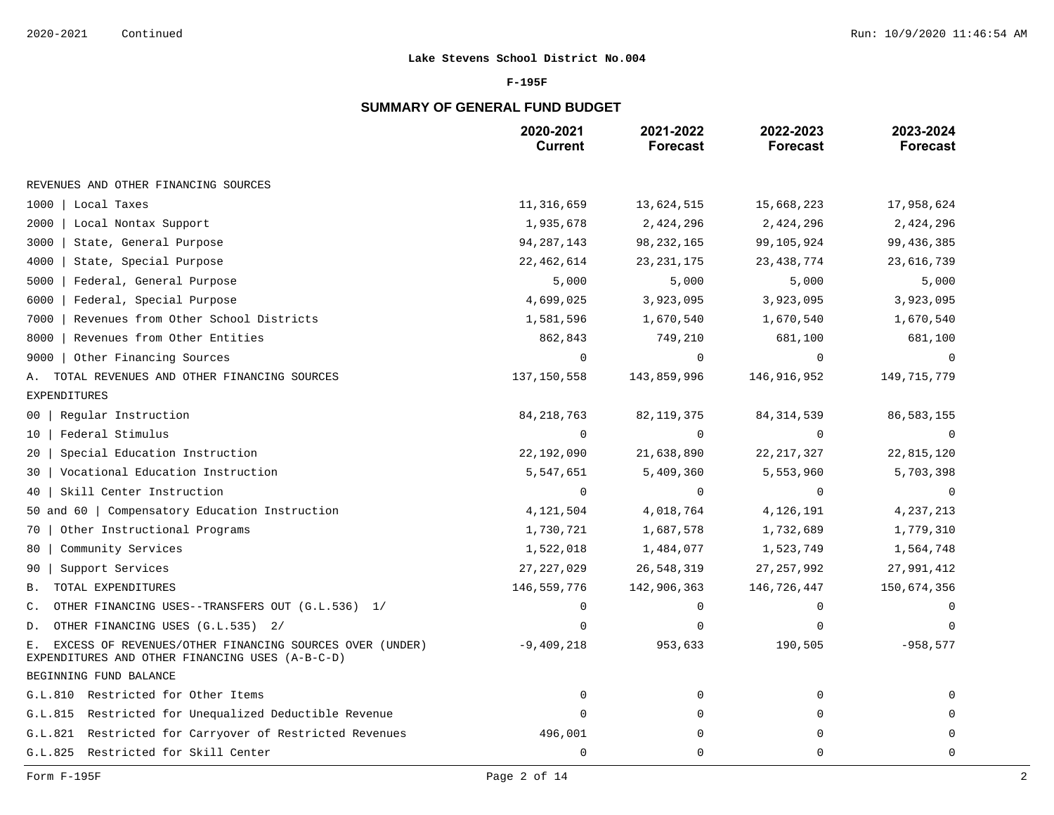**Lake Stevens School District No.004**

**F-195F**

## SUMMARY OF GENERAL FUND BUDGET

| | 2020-2021 Current | 2021-2022 Forecast | 2022-2023 Forecast | 2023-2024 Forecast |
|---|---|---|---|---|
| REVENUES AND OTHER FINANCING SOURCES | | | | |
| 1000 \| Local Taxes | 11,316,659 | 13,624,515 | 15,668,223 | 17,958,624 |
| 2000 \| Local Nontax Support | 1,935,678 | 2,424,296 | 2,424,296 | 2,424,296 |
| 3000 \| State, General Purpose | 94,287,143 | 98,232,165 | 99,105,924 | 99,436,385 |
| 4000 \| State, Special Purpose | 22,462,614 | 23,231,175 | 23,438,774 | 23,616,739 |
| 5000 \| Federal, General Purpose | 5,000 | 5,000 | 5,000 | 5,000 |
| 6000 \| Federal, Special Purpose | 4,699,025 | 3,923,095 | 3,923,095 | 3,923,095 |
| 7000 \| Revenues from Other School Districts | 1,581,596 | 1,670,540 | 1,670,540 | 1,670,540 |
| 8000 \| Revenues from Other Entities | 862,843 | 749,210 | 681,100 | 681,100 |
| 9000 \| Other Financing Sources | 0 | 0 | 0 | 0 |
| A. TOTAL REVENUES AND OTHER FINANCING SOURCES | 137,150,558 | 143,859,996 | 146,916,952 | 149,715,779 |
| EXPENDITURES | | | | |
| 00 \| Regular Instruction | 84,218,763 | 82,119,375 | 84,314,539 | 86,583,155 |
| 10 \| Federal Stimulus | 0 | 0 | 0 | 0 |
| 20 \| Special Education Instruction | 22,192,090 | 21,638,890 | 22,217,327 | 22,815,120 |
| 30 \| Vocational Education Instruction | 5,547,651 | 5,409,360 | 5,553,960 | 5,703,398 |
| 40 \| Skill Center Instruction | 0 | 0 | 0 | 0 |
| 50 and 60 \| Compensatory Education Instruction | 4,121,504 | 4,018,764 | 4,126,191 | 4,237,213 |
| 70 \| Other Instructional Programs | 1,730,721 | 1,687,578 | 1,732,689 | 1,779,310 |
| 80 \| Community Services | 1,522,018 | 1,484,077 | 1,523,749 | 1,564,748 |
| 90 \| Support Services | 27,227,029 | 26,548,319 | 27,257,992 | 27,991,412 |
| B. TOTAL EXPENDITURES | 146,559,776 | 142,906,363 | 146,726,447 | 150,674,356 |
| C. OTHER FINANCING USES--TRANSFERS OUT (G.L.536) 1/ | 0 | 0 | 0 | 0 |
| D. OTHER FINANCING USES (G.L.535) 2/ | 0 | 0 | 0 | 0 |
| E. EXCESS OF REVENUES/OTHER FINANCING SOURCES OVER (UNDER) EXPENDITURES AND OTHER FINANCING USES (A-B-C-D) | -9,409,218 | 953,633 | 190,505 | -958,577 |
| BEGINNING FUND BALANCE | | | | |
| G.L.810 Restricted for Other Items | 0 | 0 | 0 | 0 |
| G.L.815 Restricted for Unequalized Deductible Revenue | 0 | 0 | 0 | 0 |
| G.L.821 Restricted for Carryover of Restricted Revenues | 496,001 | 0 | 0 | 0 |
| G.L.825 Restricted for Skill Center | 0 | 0 | 0 | 0 |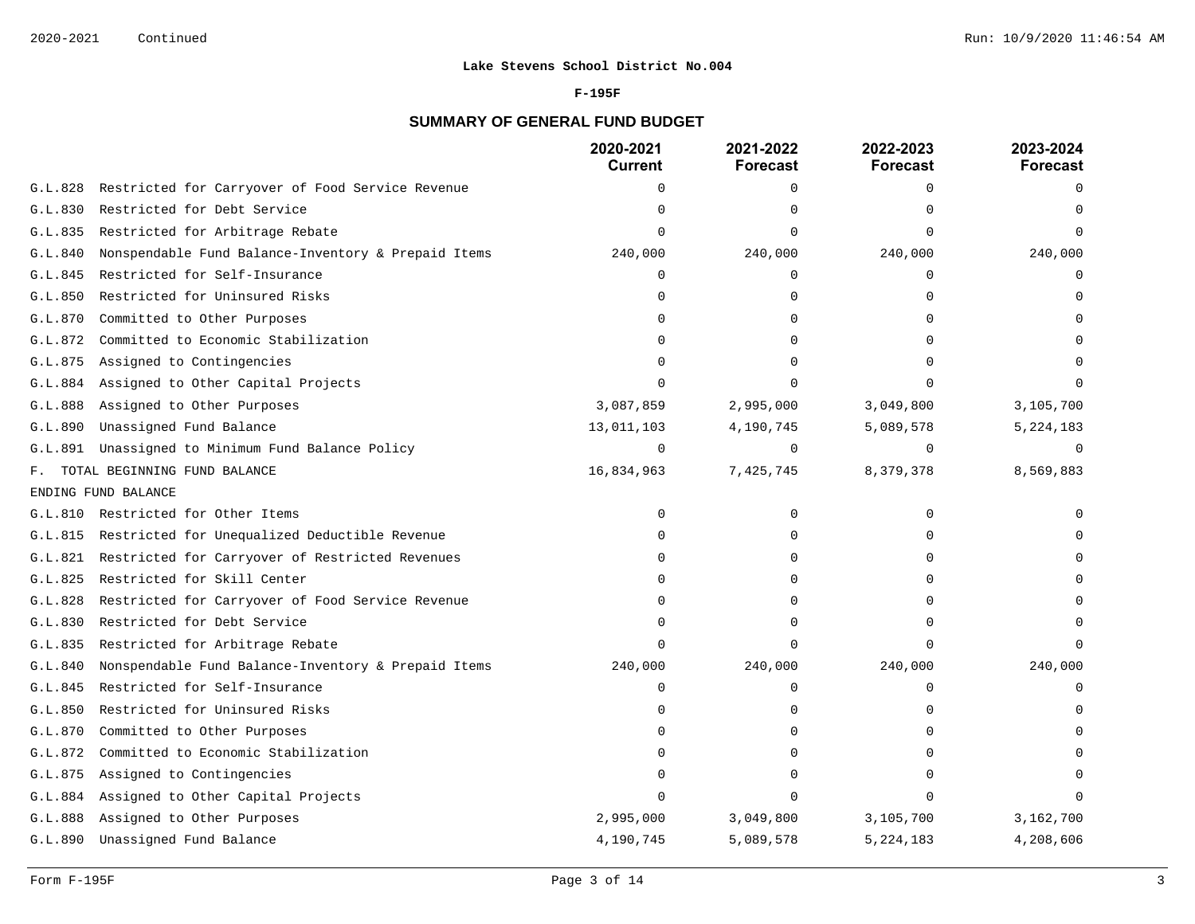**Lake Stevens School District No.004**

**F-195F**

## SUMMARY OF GENERAL FUND BUDGET

| | 2020-2021 Current | 2021-2022 Forecast | 2022-2023 Forecast | 2023-2024 Forecast |
|---|---|---|---|---|
| G.L.828 Restricted for Carryover of Food Service Revenue | 0 | 0 | 0 | 0 |
| G.L.830 Restricted for Debt Service | 0 | 0 | 0 | 0 |
| G.L.835 Restricted for Arbitrage Rebate | 0 | 0 | 0 | 0 |
| G.L.840 Nonspendable Fund Balance-Inventory & Prepaid Items | 240,000 | 240,000 | 240,000 | 240,000 |
| G.L.845 Restricted for Self-Insurance | 0 | 0 | 0 | 0 |
| G.L.850 Restricted for Uninsured Risks | 0 | 0 | 0 | 0 |
| G.L.870 Committed to Other Purposes | 0 | 0 | 0 | 0 |
| G.L.872 Committed to Economic Stabilization | 0 | 0 | 0 | 0 |
| G.L.875 Assigned to Contingencies | 0 | 0 | 0 | 0 |
| G.L.884 Assigned to Other Capital Projects | 0 | 0 | 0 | 0 |
| G.L.888 Assigned to Other Purposes | 3,087,859 | 2,995,000 | 3,049,800 | 3,105,700 |
| G.L.890 Unassigned Fund Balance | 13,011,103 | 4,190,745 | 5,089,578 | 5,224,183 |
| G.L.891 Unassigned to Minimum Fund Balance Policy | 0 | 0 | 0 | 0 |
| F. TOTAL BEGINNING FUND BALANCE | 16,834,963 | 7,425,745 | 8,379,378 | 8,569,883 |
| ENDING FUND BALANCE | | | | |
| G.L.810 Restricted for Other Items | 0 | 0 | 0 | 0 |
| G.L.815 Restricted for Unequalized Deductible Revenue | 0 | 0 | 0 | 0 |
| G.L.821 Restricted for Carryover of Restricted Revenues | 0 | 0 | 0 | 0 |
| G.L.825 Restricted for Skill Center | 0 | 0 | 0 | 0 |
| G.L.828 Restricted for Carryover of Food Service Revenue | 0 | 0 | 0 | 0 |
| G.L.830 Restricted for Debt Service | 0 | 0 | 0 | 0 |
| G.L.835 Restricted for Arbitrage Rebate | 0 | 0 | 0 | 0 |
| G.L.840 Nonspendable Fund Balance-Inventory & Prepaid Items | 240,000 | 240,000 | 240,000 | 240,000 |
| G.L.845 Restricted for Self-Insurance | 0 | 0 | 0 | 0 |
| G.L.850 Restricted for Uninsured Risks | 0 | 0 | 0 | 0 |
| G.L.870 Committed to Other Purposes | 0 | 0 | 0 | 0 |
| G.L.872 Committed to Economic Stabilization | 0 | 0 | 0 | 0 |
| G.L.875 Assigned to Contingencies | 0 | 0 | 0 | 0 |
| G.L.884 Assigned to Other Capital Projects | 0 | 0 | 0 | 0 |
| G.L.888 Assigned to Other Purposes | 2,995,000 | 3,049,800 | 3,105,700 | 3,162,700 |
| G.L.890 Unassigned Fund Balance | 4,190,745 | 5,089,578 | 5,224,183 | 4,208,606 |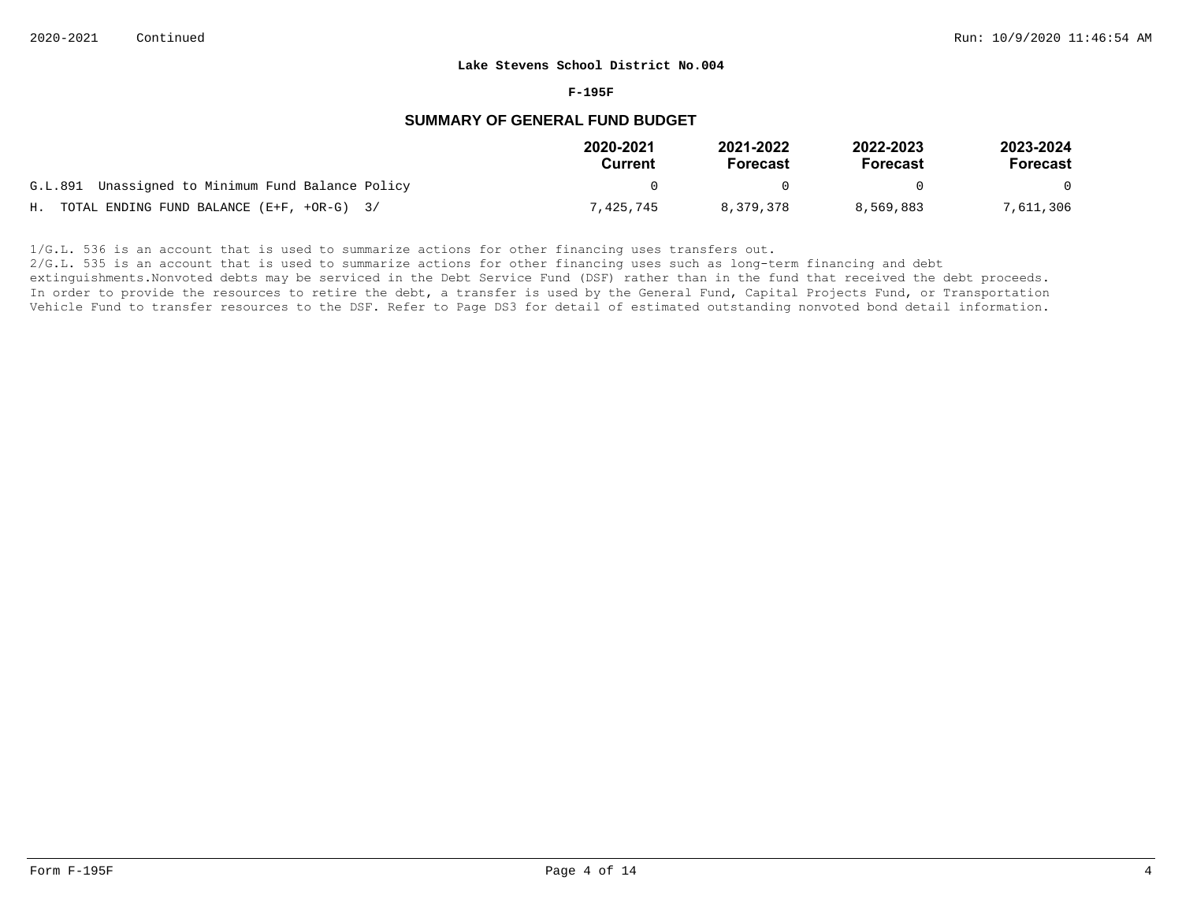**Lake Stevens School District No.004**

**F-195F**

## SUMMARY OF GENERAL FUND BUDGET

| | 2020-2021 Current | 2021-2022 Forecast | 2022-2023 Forecast | 2023-2024 Forecast |
|---|---|---|---|---|
| G.L.891 Unassigned to Minimum Fund Balance Policy | 0 | 0 | 0 | 0 |
| H. TOTAL ENDING FUND BALANCE (E+F, +OR-G) 3/ | 7,425,745 | 8,379,378 | 8,569,883 | 7,611,306 |

1/G.L. 536 is an account that is used to summarize actions for other financing uses transfers out.
2/G.L. 535 is an account that is used to summarize actions for other financing uses such as long-term financing and debt extinguishments.Nonvoted debts may be serviced in the Debt Service Fund (DSF) rather than in the fund that received the debt proceeds. In order to provide the resources to retire the debt, a transfer is used by the General Fund, Capital Projects Fund, or Transportation Vehicle Fund to transfer resources to the DSF. Refer to Page DS3 for detail of estimated outstanding nonvoted bond detail information.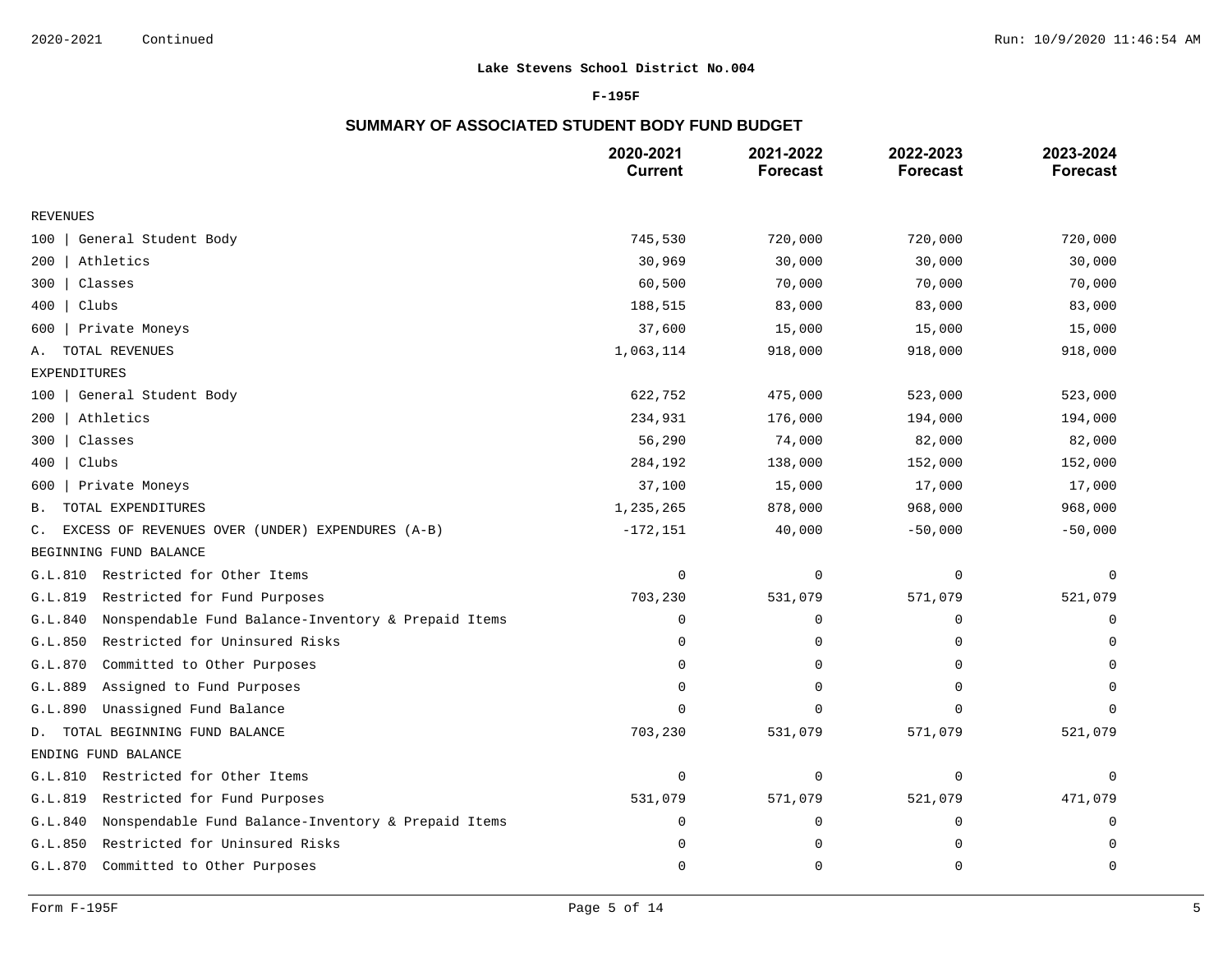**Lake Stevens School District No.004**

**F-195F**

## SUMMARY OF ASSOCIATED STUDENT BODY FUND BUDGET

| | 2020-2021 Current | 2021-2022 Forecast | 2022-2023 Forecast | 2023-2024 Forecast |
|---|---|---|---|---|
| REVENUES | | | | |
| 100 \| General Student Body | 745,530 | 720,000 | 720,000 | 720,000 |
| 200 \| Athletics | 30,969 | 30,000 | 30,000 | 30,000 |
| 300 \| Classes | 60,500 | 70,000 | 70,000 | 70,000 |
| 400 \| Clubs | 188,515 | 83,000 | 83,000 | 83,000 |
| 600 \| Private Moneys | 37,600 | 15,000 | 15,000 | 15,000 |
| A. TOTAL REVENUES | 1,063,114 | 918,000 | 918,000 | 918,000 |
| EXPENDITURES | | | | |
| 100 \| General Student Body | 622,752 | 475,000 | 523,000 | 523,000 |
| 200 \| Athletics | 234,931 | 176,000 | 194,000 | 194,000 |
| 300 \| Classes | 56,290 | 74,000 | 82,000 | 82,000 |
| 400 \| Clubs | 284,192 | 138,000 | 152,000 | 152,000 |
| 600 \| Private Moneys | 37,100 | 15,000 | 17,000 | 17,000 |
| B. TOTAL EXPENDITURES | 1,235,265 | 878,000 | 968,000 | 968,000 |
| C. EXCESS OF REVENUES OVER (UNDER) EXPENDURES (A-B) | -172,151 | 40,000 | -50,000 | -50,000 |
| BEGINNING FUND BALANCE | | | | |
| G.L.810 Restricted for Other Items | 0 | 0 | 0 | 0 |
| G.L.819 Restricted for Fund Purposes | 703,230 | 531,079 | 571,079 | 521,079 |
| G.L.840 Nonspendable Fund Balance-Inventory & Prepaid Items | 0 | 0 | 0 | 0 |
| G.L.850 Restricted for Uninsured Risks | 0 | 0 | 0 | 0 |
| G.L.870 Committed to Other Purposes | 0 | 0 | 0 | 0 |
| G.L.889 Assigned to Fund Purposes | 0 | 0 | 0 | 0 |
| G.L.890 Unassigned Fund Balance | 0 | 0 | 0 | 0 |
| D. TOTAL BEGINNING FUND BALANCE | 703,230 | 531,079 | 571,079 | 521,079 |
| ENDING FUND BALANCE | | | | |
| G.L.810 Restricted for Other Items | 0 | 0 | 0 | 0 |
| G.L.819 Restricted for Fund Purposes | 531,079 | 571,079 | 521,079 | 471,079 |
| G.L.840 Nonspendable Fund Balance-Inventory & Prepaid Items | 0 | 0 | 0 | 0 |
| G.L.850 Restricted for Uninsured Risks | 0 | 0 | 0 | 0 |
| G.L.870 Committed to Other Purposes | 0 | 0 | 0 | 0 |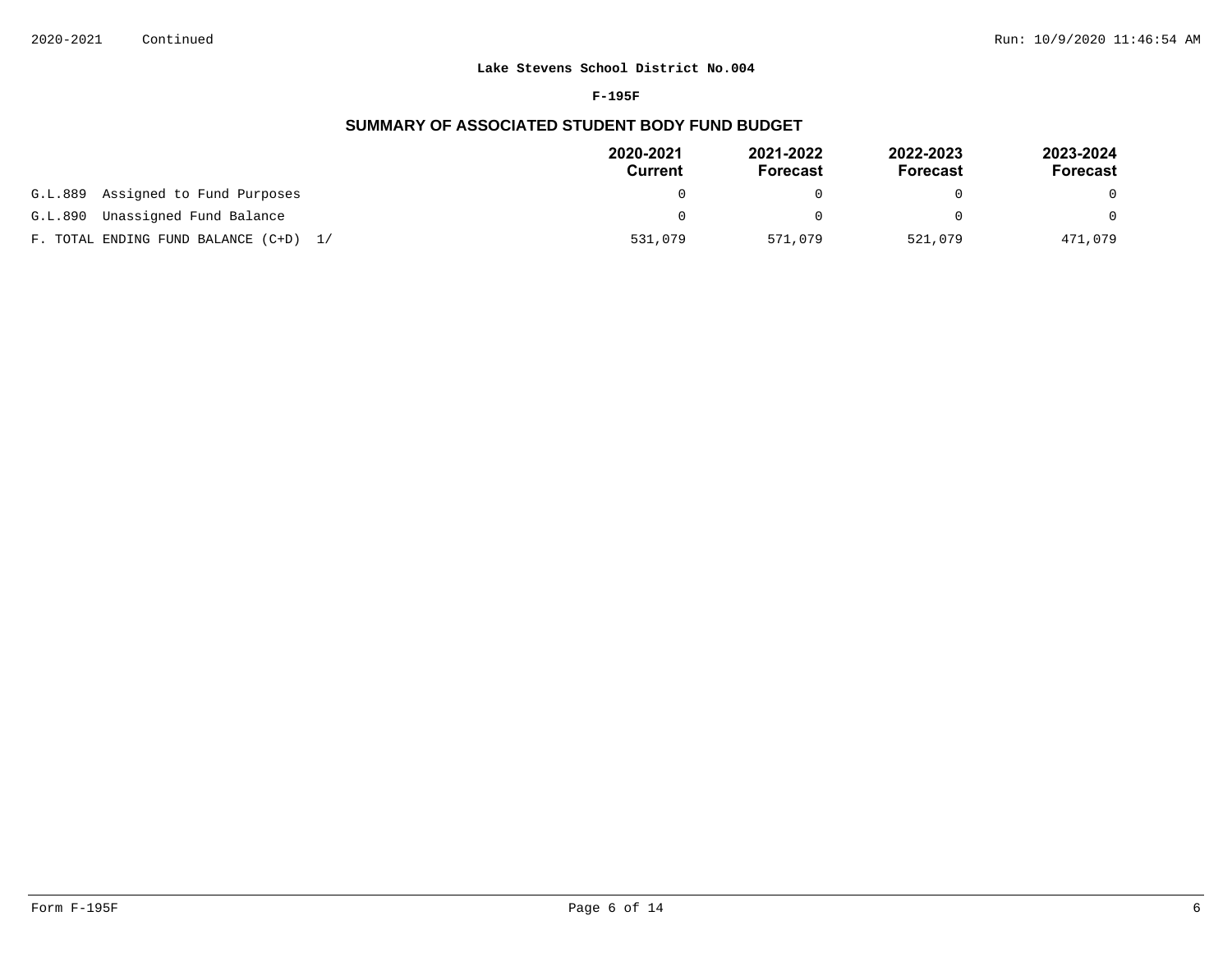**Lake Stevens School District No.004**

**F-195F**

## SUMMARY OF ASSOCIATED STUDENT BODY FUND BUDGET

| | 2020-2021 Current | 2021-2022 Forecast | 2022-2023 Forecast | 2023-2024 Forecast |
|---|---|---|---|---|
| G.L.889 Assigned to Fund Purposes | 0 | 0 | 0 | 0 |
| G.L.890 Unassigned Fund Balance | 0 | 0 | 0 | 0 |
| F. TOTAL ENDING FUND BALANCE (C+D) 1/ | 531,079 | 571,079 | 521,079 | 471,079 |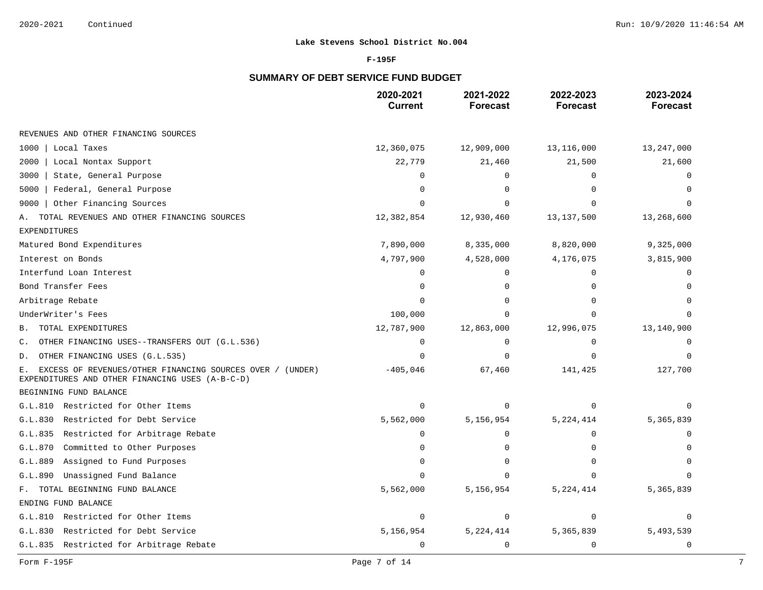**Lake Stevens School District No.004**

**F-195F**

## SUMMARY OF DEBT SERVICE FUND BUDGET

| | 2020-2021 Current | 2021-2022 Forecast | 2022-2023 Forecast | 2023-2024 Forecast |
|---|---|---|---|---|
| REVENUES AND OTHER FINANCING SOURCES | | | | |
| 1000 \| Local Taxes | 12,360,075 | 12,909,000 | 13,116,000 | 13,247,000 |
| 2000 \| Local Nontax Support | 22,779 | 21,460 | 21,500 | 21,600 |
| 3000 \| State, General Purpose | 0 | 0 | 0 | 0 |
| 5000 \| Federal, General Purpose | 0 | 0 | 0 | 0 |
| 9000 \| Other Financing Sources | 0 | 0 | 0 | 0 |
| A. TOTAL REVENUES AND OTHER FINANCING SOURCES | 12,382,854 | 12,930,460 | 13,137,500 | 13,268,600 |
| EXPENDITURES | | | | |
| Matured Bond Expenditures | 7,890,000 | 8,335,000 | 8,820,000 | 9,325,000 |
| Interest on Bonds | 4,797,900 | 4,528,000 | 4,176,075 | 3,815,900 |
| Interfund Loan Interest | 0 | 0 | 0 | 0 |
| Bond Transfer Fees | 0 | 0 | 0 | 0 |
| Arbitrage Rebate | 0 | 0 | 0 | 0 |
| UnderWriter's Fees | 100,000 | 0 | 0 | 0 |
| B. TOTAL EXPENDITURES | 12,787,900 | 12,863,000 | 12,996,075 | 13,140,900 |
| C. OTHER FINANCING USES--TRANSFERS OUT (G.L.536) | 0 | 0 | 0 | 0 |
| D. OTHER FINANCING USES (G.L.535) | 0 | 0 | 0 | 0 |
| E. EXCESS OF REVENUES/OTHER FINANCING SOURCES OVER / (UNDER) EXPENDITURES AND OTHER FINANCING USES (A-B-C-D) | -405,046 | 67,460 | 141,425 | 127,700 |
| BEGINNING FUND BALANCE | | | | |
| G.L.810 Restricted for Other Items | 0 | 0 | 0 | 0 |
| G.L.830 Restricted for Debt Service | 5,562,000 | 5,156,954 | 5,224,414 | 5,365,839 |
| G.L.835 Restricted for Arbitrage Rebate | 0 | 0 | 0 | 0 |
| G.L.870 Committed to Other Purposes | 0 | 0 | 0 | 0 |
| G.L.889 Assigned to Fund Purposes | 0 | 0 | 0 | 0 |
| G.L.890 Unassigned Fund Balance | 0 | 0 | 0 | 0 |
| F. TOTAL BEGINNING FUND BALANCE | 5,562,000 | 5,156,954 | 5,224,414 | 5,365,839 |
| ENDING FUND BALANCE | | | | |
| G.L.810 Restricted for Other Items | 0 | 0 | 0 | 0 |
| G.L.830 Restricted for Debt Service | 5,156,954 | 5,224,414 | 5,365,839 | 5,493,539 |
| G.L.835 Restricted for Arbitrage Rebate | 0 | 0 | 0 | 0 |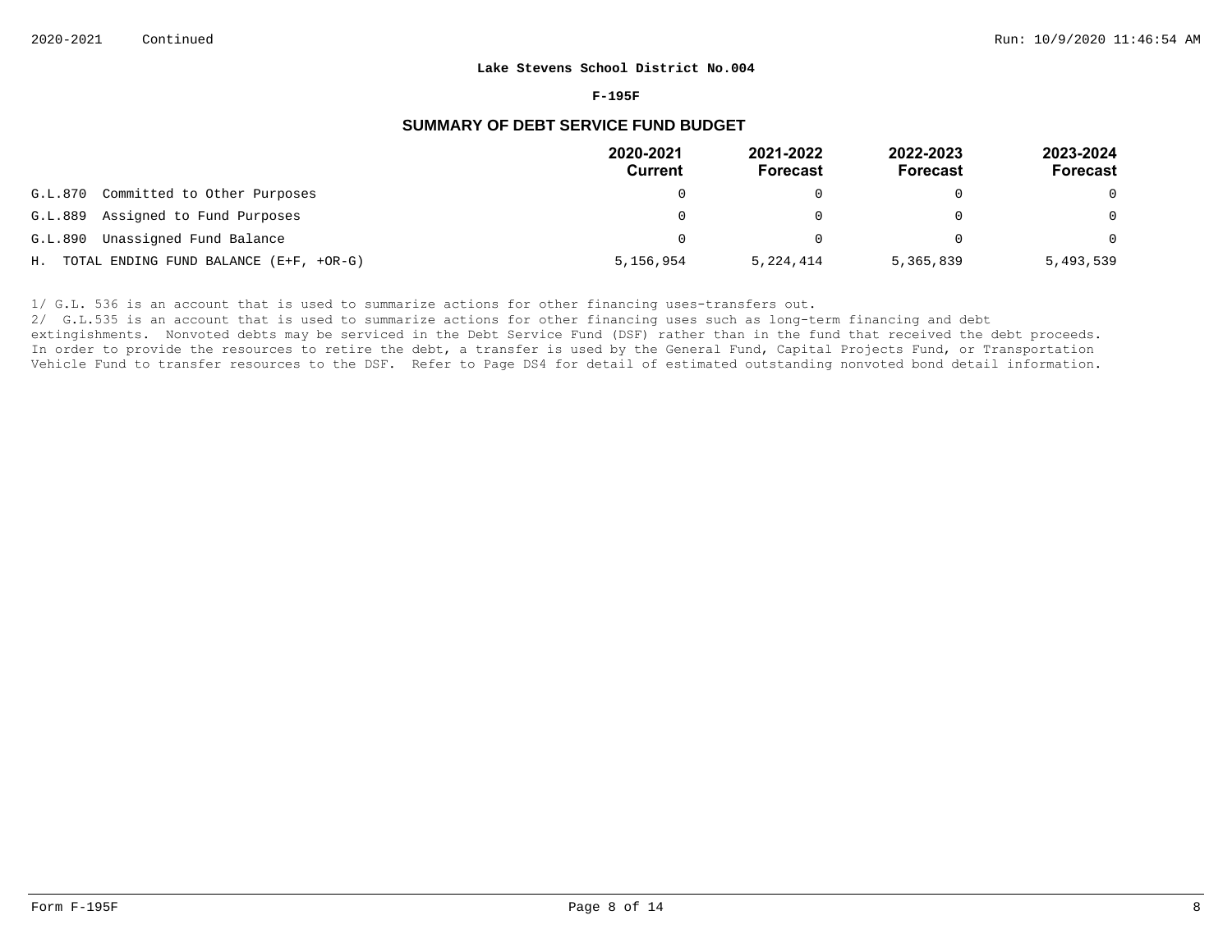**Lake Stevens School District No.004**

**F-195F**

## SUMMARY OF DEBT SERVICE FUND BUDGET

| | 2020-2021 Current | 2021-2022 Forecast | 2022-2023 Forecast | 2023-2024 Forecast |
|---|---|---|---|---|
| G.L.870 Committed to Other Purposes | 0 | 0 | 0 | 0 |
| G.L.889 Assigned to Fund Purposes | 0 | 0 | 0 | 0 |
| G.L.890 Unassigned Fund Balance | 0 | 0 | 0 | 0 |
| H. TOTAL ENDING FUND BALANCE (E+F, +OR-G) | 5,156,954 | 5,224,414 | 5,365,839 | 5,493,539 |

1/ G.L. 536 is an account that is used to summarize actions for other financing uses-transfers out.

2/ G.L.535 is an account that is used to summarize actions for other financing uses such as long-term financing and debt extingishments. Nonvoted debts may be serviced in the Debt Service Fund (DSF) rather than in the fund that received the debt proceeds. In order to provide the resources to retire the debt, a transfer is used by the General Fund, Capital Projects Fund, or Transportation Vehicle Fund to transfer resources to the DSF. Refer to Page DS4 for detail of estimated outstanding nonvoted bond detail information.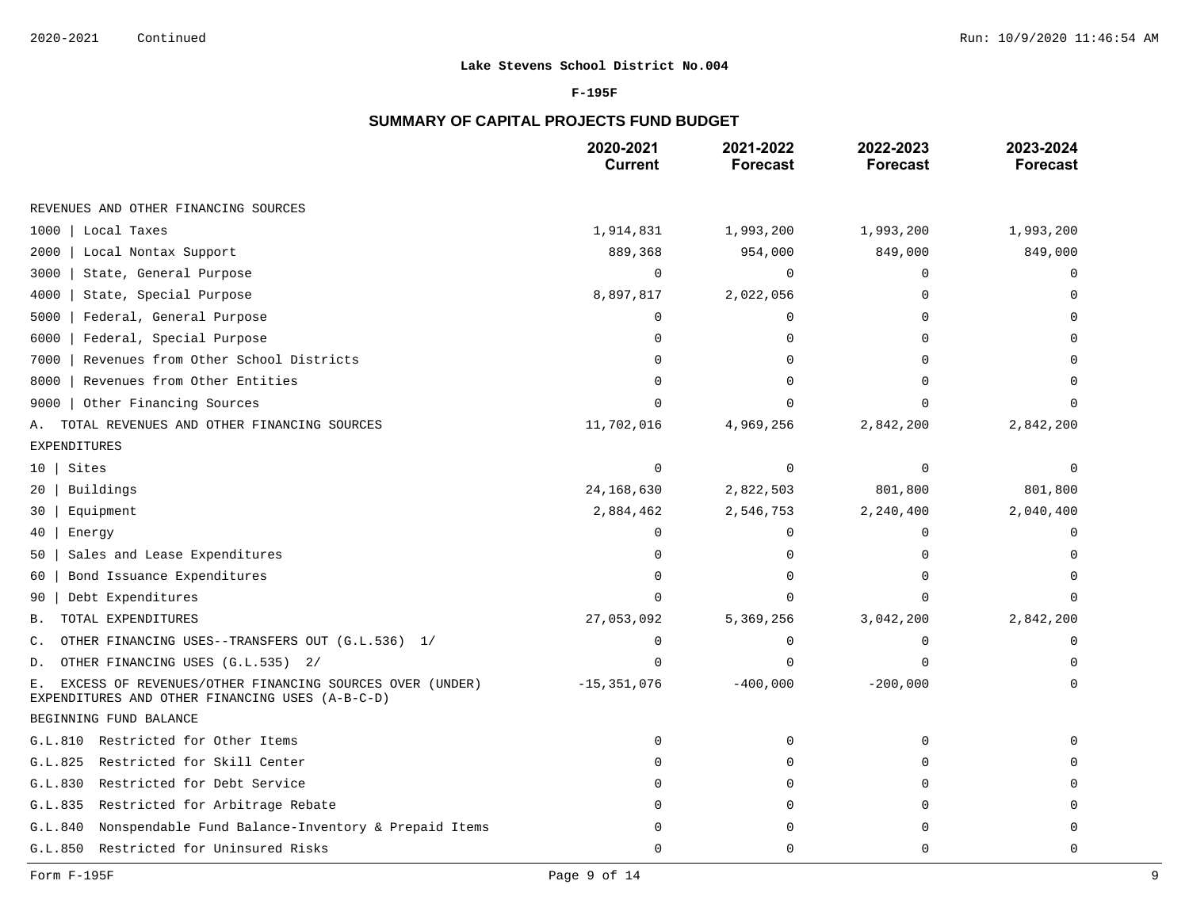**Lake Stevens School District No.004**

**F-195F**

## SUMMARY OF CAPITAL PROJECTS FUND BUDGET

| | 2020-2021 Current | 2021-2022 Forecast | 2022-2023 Forecast | 2023-2024 Forecast |
|---|---|---|---|---|
| REVENUES AND OTHER FINANCING SOURCES | | | | |
| 1000 \| Local Taxes | 1,914,831 | 1,993,200 | 1,993,200 | 1,993,200 |
| 2000 \| Local Nontax Support | 889,368 | 954,000 | 849,000 | 849,000 |
| 3000 \| State, General Purpose | 0 | 0 | 0 | 0 |
| 4000 \| State, Special Purpose | 8,897,817 | 2,022,056 | 0 | 0 |
| 5000 \| Federal, General Purpose | 0 | 0 | 0 | 0 |
| 6000 \| Federal, Special Purpose | 0 | 0 | 0 | 0 |
| 7000 \| Revenues from Other School Districts | 0 | 0 | 0 | 0 |
| 8000 \| Revenues from Other Entities | 0 | 0 | 0 | 0 |
| 9000 \| Other Financing Sources | 0 | 0 | 0 | 0 |
| A. TOTAL REVENUES AND OTHER FINANCING SOURCES | 11,702,016 | 4,969,256 | 2,842,200 | 2,842,200 |
| EXPENDITURES | | | | |
| 10 \| Sites | 0 | 0 | 0 | 0 |
| 20 \| Buildings | 24,168,630 | 2,822,503 | 801,800 | 801,800 |
| 30 \| Equipment | 2,884,462 | 2,546,753 | 2,240,400 | 2,040,400 |
| 40 \| Energy | 0 | 0 | 0 | 0 |
| 50 \| Sales and Lease Expenditures | 0 | 0 | 0 | 0 |
| 60 \| Bond Issuance Expenditures | 0 | 0 | 0 | 0 |
| 90 \| Debt Expenditures | 0 | 0 | 0 | 0 |
| B. TOTAL EXPENDITURES | 27,053,092 | 5,369,256 | 3,042,200 | 2,842,200 |
| C. OTHER FINANCING USES--TRANSFERS OUT (G.L.536) 1/ | 0 | 0 | 0 | 0 |
| D. OTHER FINANCING USES (G.L.535) 2/ | 0 | 0 | 0 | 0 |
| E. EXCESS OF REVENUES/OTHER FINANCING SOURCES OVER (UNDER) EXPENDITURES AND OTHER FINANCING USES (A-B-C-D) | -15,351,076 | -400,000 | -200,000 | 0 |
| BEGINNING FUND BALANCE | | | | |
| G.L.810 Restricted for Other Items | 0 | 0 | 0 | 0 |
| G.L.825 Restricted for Skill Center | 0 | 0 | 0 | 0 |
| G.L.830 Restricted for Debt Service | 0 | 0 | 0 | 0 |
| G.L.835 Restricted for Arbitrage Rebate | 0 | 0 | 0 | 0 |
| G.L.840 Nonspendable Fund Balance-Inventory & Prepaid Items | 0 | 0 | 0 | 0 |
| G.L.850 Restricted for Uninsured Risks | 0 | 0 | 0 | 0 |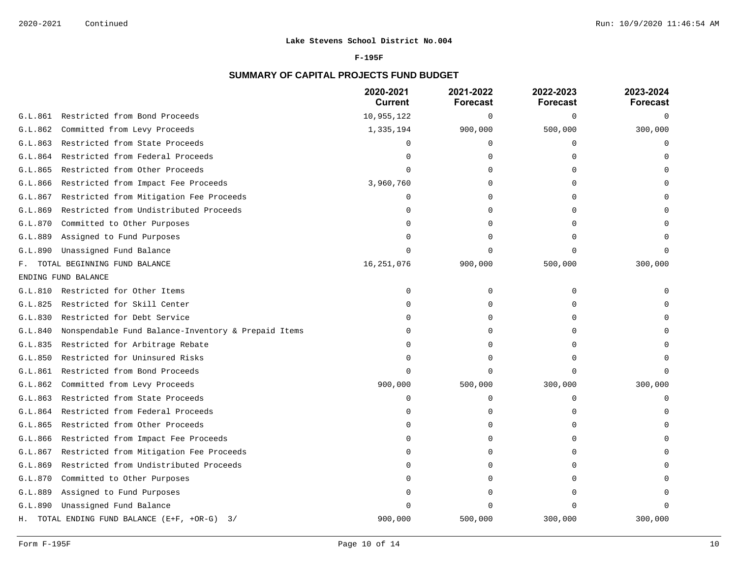**Lake Stevens School District No.004**

**F-195F**

## SUMMARY OF CAPITAL PROJECTS FUND BUDGET

| | 2020-2021 Current | 2021-2022 Forecast | 2022-2023 Forecast | 2023-2024 Forecast |
|---|---|---|---|---|
| G.L.861 Restricted from Bond Proceeds | 10,955,122 | 0 | 0 | 0 |
| G.L.862 Committed from Levy Proceeds | 1,335,194 | 900,000 | 500,000 | 300,000 |
| G.L.863 Restricted from State Proceeds | 0 | 0 | 0 | 0 |
| G.L.864 Restricted from Federal Proceeds | 0 | 0 | 0 | 0 |
| G.L.865 Restricted from Other Proceeds | 0 | 0 | 0 | 0 |
| G.L.866 Restricted from Impact Fee Proceeds | 3,960,760 | 0 | 0 | 0 |
| G.L.867 Restricted from Mitigation Fee Proceeds | 0 | 0 | 0 | 0 |
| G.L.869 Restricted from Undistributed Proceeds | 0 | 0 | 0 | 0 |
| G.L.870 Committed to Other Purposes | 0 | 0 | 0 | 0 |
| G.L.889 Assigned to Fund Purposes | 0 | 0 | 0 | 0 |
| G.L.890 Unassigned Fund Balance | 0 | 0 | 0 | 0 |
| F. TOTAL BEGINNING FUND BALANCE | 16,251,076 | 900,000 | 500,000 | 300,000 |
| ENDING FUND BALANCE | | | | |
| G.L.810 Restricted for Other Items | 0 | 0 | 0 | 0 |
| G.L.825 Restricted for Skill Center | 0 | 0 | 0 | 0 |
| G.L.830 Restricted for Debt Service | 0 | 0 | 0 | 0 |
| G.L.840 Nonspendable Fund Balance-Inventory & Prepaid Items | 0 | 0 | 0 | 0 |
| G.L.835 Restricted for Arbitrage Rebate | 0 | 0 | 0 | 0 |
| G.L.850 Restricted for Uninsured Risks | 0 | 0 | 0 | 0 |
| G.L.861 Restricted from Bond Proceeds | 0 | 0 | 0 | 0 |
| G.L.862 Committed from Levy Proceeds | 900,000 | 500,000 | 300,000 | 300,000 |
| G.L.863 Restricted from State Proceeds | 0 | 0 | 0 | 0 |
| G.L.864 Restricted from Federal Proceeds | 0 | 0 | 0 | 0 |
| G.L.865 Restricted from Other Proceeds | 0 | 0 | 0 | 0 |
| G.L.866 Restricted from Impact Fee Proceeds | 0 | 0 | 0 | 0 |
| G.L.867 Restricted from Mitigation Fee Proceeds | 0 | 0 | 0 | 0 |
| G.L.869 Restricted from Undistributed Proceeds | 0 | 0 | 0 | 0 |
| G.L.870 Committed to Other Purposes | 0 | 0 | 0 | 0 |
| G.L.889 Assigned to Fund Purposes | 0 | 0 | 0 | 0 |
| G.L.890 Unassigned Fund Balance | 0 | 0 | 0 | 0 |
| H. TOTAL ENDING FUND BALANCE (E+F, +OR-G) 3/ | 900,000 | 500,000 | 300,000 | 300,000 |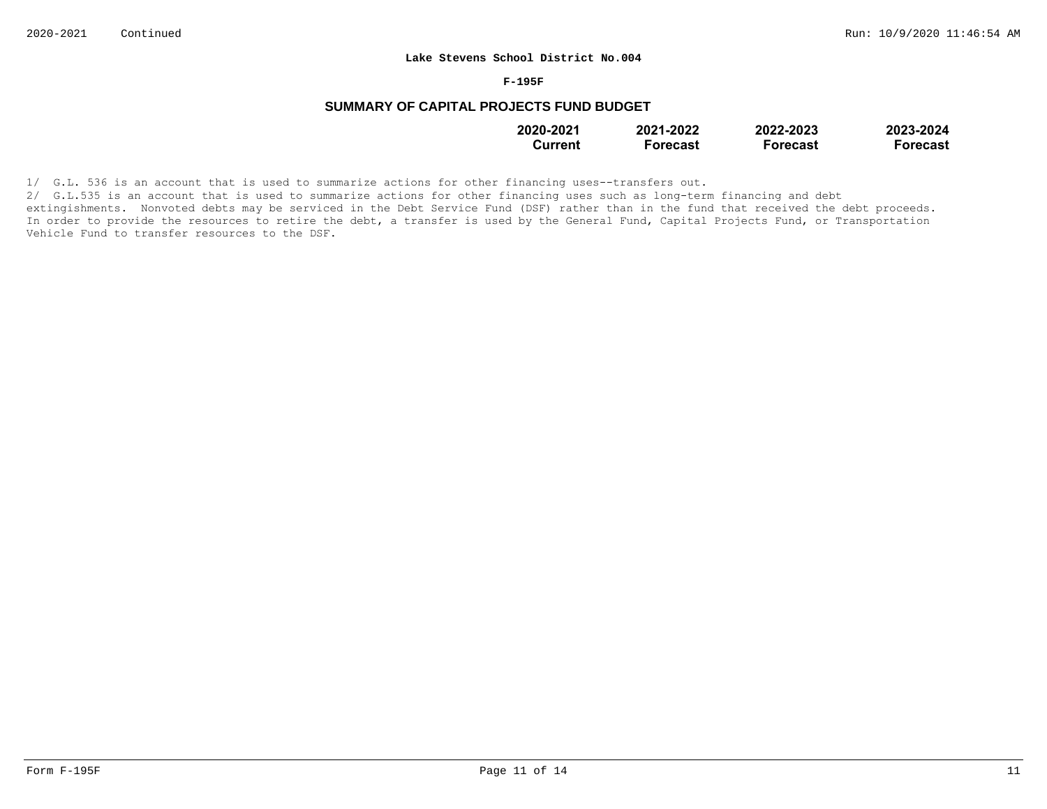**Lake Stevens School District No.004**

**F-195F**

## SUMMARY OF CAPITAL PROJECTS FUND BUDGET

| | 2020-2021 Current | 2021-2022 Forecast | 2022-2023 Forecast | 2023-2024 Forecast |
|---|---|---|---|---|

1/ G.L. 536 is an account that is used to summarize actions for other financing uses--transfers out.

2/ G.L.535 is an account that is used to summarize actions for other financing uses such as long-term financing and debt extingishments. Nonvoted debts may be serviced in the Debt Service Fund (DSF) rather than in the fund that received the debt proceeds. In order to provide the resources to retire the debt, a transfer is used by the General Fund, Capital Projects Fund, or Transportation Vehicle Fund to transfer resources to the DSF.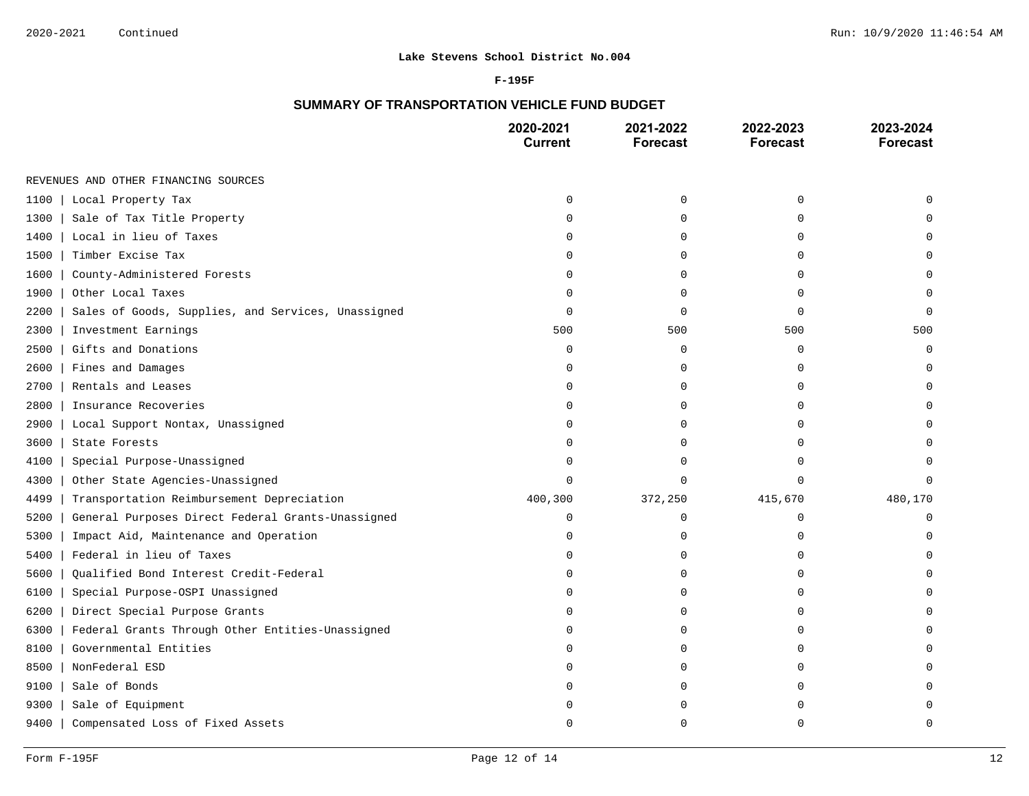**Lake Stevens School District No.004**

**F-195F**

## SUMMARY OF TRANSPORTATION VEHICLE FUND BUDGET

| | 2020-2021 Current | 2021-2022 Forecast | 2022-2023 Forecast | 2023-2024 Forecast |
|---|---|---|---|---|
| REVENUES AND OTHER FINANCING SOURCES | | | | |
| 1100 \| Local Property Tax | 0 | 0 | 0 | 0 |
| 1300 \| Sale of Tax Title Property | 0 | 0 | 0 | 0 |
| 1400 \| Local in lieu of Taxes | 0 | 0 | 0 | 0 |
| 1500 \| Timber Excise Tax | 0 | 0 | 0 | 0 |
| 1600 \| County-Administered Forests | 0 | 0 | 0 | 0 |
| 1900 \| Other Local Taxes | 0 | 0 | 0 | 0 |
| 2200 \| Sales of Goods, Supplies, and Services, Unassigned | 0 | 0 | 0 | 0 |
| 2300 \| Investment Earnings | 500 | 500 | 500 | 500 |
| 2500 \| Gifts and Donations | 0 | 0 | 0 | 0 |
| 2600 \| Fines and Damages | 0 | 0 | 0 | 0 |
| 2700 \| Rentals and Leases | 0 | 0 | 0 | 0 |
| 2800 \| Insurance Recoveries | 0 | 0 | 0 | 0 |
| 2900 \| Local Support Nontax, Unassigned | 0 | 0 | 0 | 0 |
| 3600 \| State Forests | 0 | 0 | 0 | 0 |
| 4100 \| Special Purpose-Unassigned | 0 | 0 | 0 | 0 |
| 4300 \| Other State Agencies-Unassigned | 0 | 0 | 0 | 0 |
| 4499 \| Transportation Reimbursement Depreciation | 400,300 | 372,250 | 415,670 | 480,170 |
| 5200 \| General Purposes Direct Federal Grants-Unassigned | 0 | 0 | 0 | 0 |
| 5300 \| Impact Aid, Maintenance and Operation | 0 | 0 | 0 | 0 |
| 5400 \| Federal in lieu of Taxes | 0 | 0 | 0 | 0 |
| 5600 \| Qualified Bond Interest Credit-Federal | 0 | 0 | 0 | 0 |
| 6100 \| Special Purpose-OSPI Unassigned | 0 | 0 | 0 | 0 |
| 6200 \| Direct Special Purpose Grants | 0 | 0 | 0 | 0 |
| 6300 \| Federal Grants Through Other Entities-Unassigned | 0 | 0 | 0 | 0 |
| 8100 \| Governmental Entities | 0 | 0 | 0 | 0 |
| 8500 \| NonFederal ESD | 0 | 0 | 0 | 0 |
| 9100 \| Sale of Bonds | 0 | 0 | 0 | 0 |
| 9300 \| Sale of Equipment | 0 | 0 | 0 | 0 |
| 9400 \| Compensated Loss of Fixed Assets | 0 | 0 | 0 | 0 |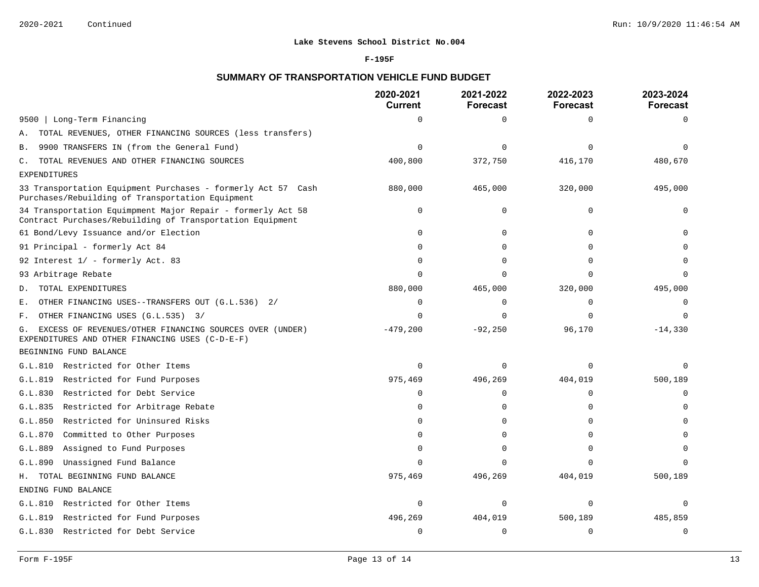2020-2021 Continued

**Lake Stevens School District No.004**

**F-195F**

## SUMMARY OF TRANSPORTATION VEHICLE FUND BUDGET

| | 2020-2021 Current | 2021-2022 Forecast | 2022-2023 Forecast | 2023-2024 Forecast |
|---|---|---|---|---|
| 9500 \| Long-Term Financing | 0 | 0 | 0 | 0 |
| A. TOTAL REVENUES, OTHER FINANCING SOURCES (less transfers) | | | | |
| B. 9900 TRANSFERS IN (from the General Fund) | 0 | 0 | 0 | 0 |
| C. TOTAL REVENUES AND OTHER FINANCING SOURCES | 400,800 | 372,750 | 416,170 | 480,670 |
| EXPENDITURES | | | | |
| 33 Transportation Equipment Purchases - formerly Act 57 Cash Purchases/Rebuilding of Transportation Equipment | 880,000 | 465,000 | 320,000 | 495,000 |
| 34 Transportation Equimpment Major Repair - formerly Act 58 Contract Purchases/Rebuilding of Transportation Equipment | 0 | 0 | 0 | 0 |
| 61 Bond/Levy Issuance and/or Election | 0 | 0 | 0 | 0 |
| 91 Principal - formerly Act 84 | 0 | 0 | 0 | 0 |
| 92 Interest 1/ - formerly Act. 83 | 0 | 0 | 0 | 0 |
| 93 Arbitrage Rebate | 0 | 0 | 0 | 0 |
| D. TOTAL EXPENDITURES | 880,000 | 465,000 | 320,000 | 495,000 |
| E. OTHER FINANCING USES--TRANSFERS OUT (G.L.536) 2/ | 0 | 0 | 0 | 0 |
| F. OTHER FINANCING USES (G.L.535) 3/ | 0 | 0 | 0 | 0 |
| G. EXCESS OF REVENUES/OTHER FINANCING SOURCES OVER (UNDER) EXPENDITURES AND OTHER FINANCING USES (C-D-E-F) | -479,200 | -92,250 | 96,170 | -14,330 |
| BEGINNING FUND BALANCE | | | | |
| G.L.810 Restricted for Other Items | 0 | 0 | 0 | 0 |
| G.L.819 Restricted for Fund Purposes | 975,469 | 496,269 | 404,019 | 500,189 |
| G.L.830 Restricted for Debt Service | 0 | 0 | 0 | 0 |
| G.L.835 Restricted for Arbitrage Rebate | 0 | 0 | 0 | 0 |
| G.L.850 Restricted for Uninsured Risks | 0 | 0 | 0 | 0 |
| G.L.870 Committed to Other Purposes | 0 | 0 | 0 | 0 |
| G.L.889 Assigned to Fund Purposes | 0 | 0 | 0 | 0 |
| G.L.890 Unassigned Fund Balance | 0 | 0 | 0 | 0 |
| H. TOTAL BEGINNING FUND BALANCE | 975,469 | 496,269 | 404,019 | 500,189 |
| ENDING FUND BALANCE | | | | |
| G.L.810 Restricted for Other Items | 0 | 0 | 0 | 0 |
| G.L.819 Restricted for Fund Purposes | 496,269 | 404,019 | 500,189 | 485,859 |
| G.L.830 Restricted for Debt Service | 0 | 0 | 0 | 0 |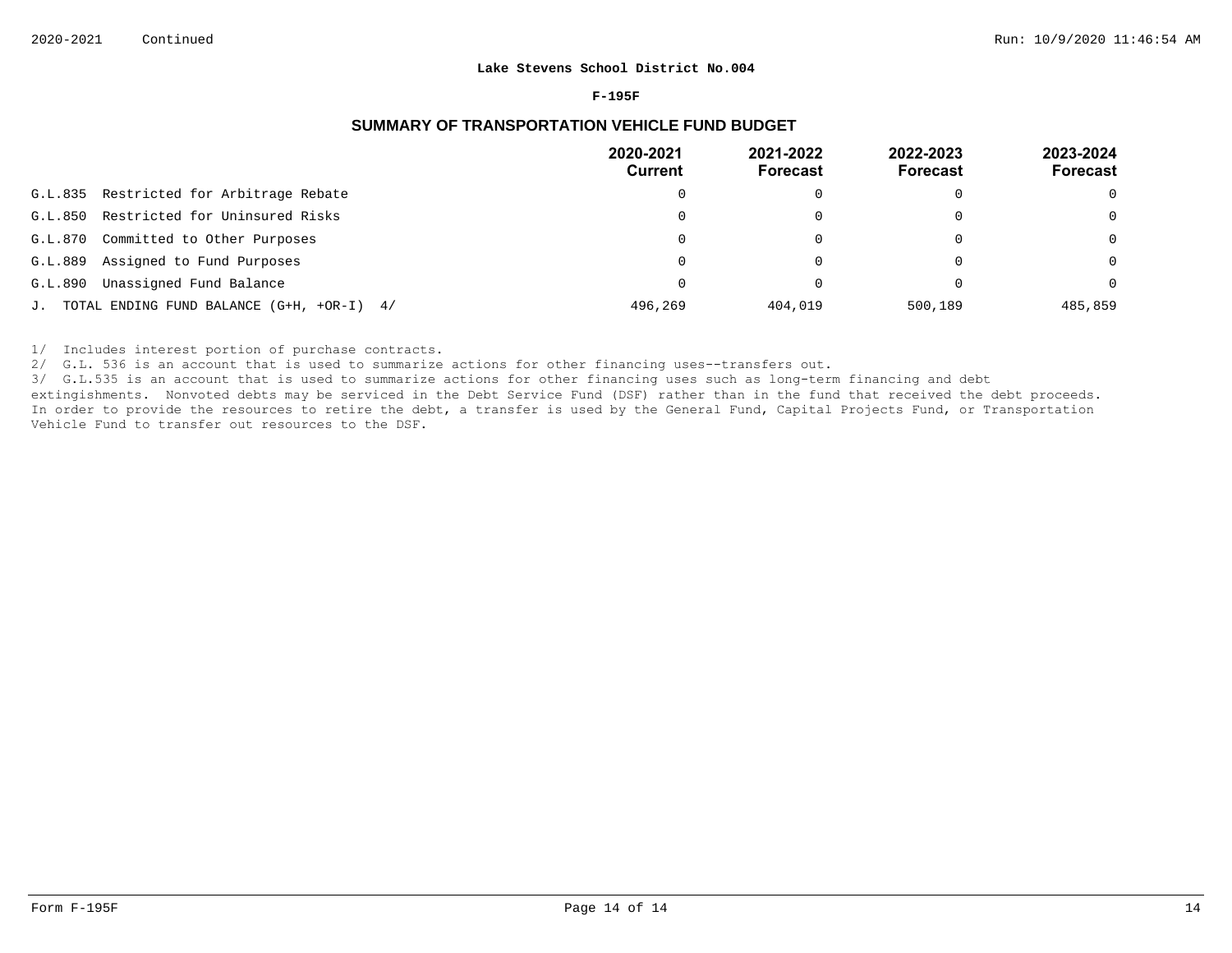**Lake Stevens School District No.004**

**F-195F**

## SUMMARY OF TRANSPORTATION VEHICLE FUND BUDGET

| | 2020-2021 Current | 2021-2022 Forecast | 2022-2023 Forecast | 2023-2024 Forecast |
|---|---|---|---|---|
| G.L.835 Restricted for Arbitrage Rebate | 0 | 0 | 0 | 0 |
| G.L.850 Restricted for Uninsured Risks | 0 | 0 | 0 | 0 |
| G.L.870 Committed to Other Purposes | 0 | 0 | 0 | 0 |
| G.L.889 Assigned to Fund Purposes | 0 | 0 | 0 | 0 |
| G.L.890 Unassigned Fund Balance | 0 | 0 | 0 | 0 |
| J. TOTAL ENDING FUND BALANCE (G+H, +OR-I) 4/ | 496,269 | 404,019 | 500,189 | 485,859 |

1/ Includes interest portion of purchase contracts.
2/ G.L. 536 is an account that is used to summarize actions for other financing uses--transfers out.
3/ G.L.535 is an account that is used to summarize actions for other financing uses such as long-term financing and debt extingishments. Nonvoted debts may be serviced in the Debt Service Fund (DSF) rather than in the fund that received the debt proceeds. In order to provide the resources to retire the debt, a transfer is used by the General Fund, Capital Projects Fund, or Transportation Vehicle Fund to transfer out resources to the DSF.